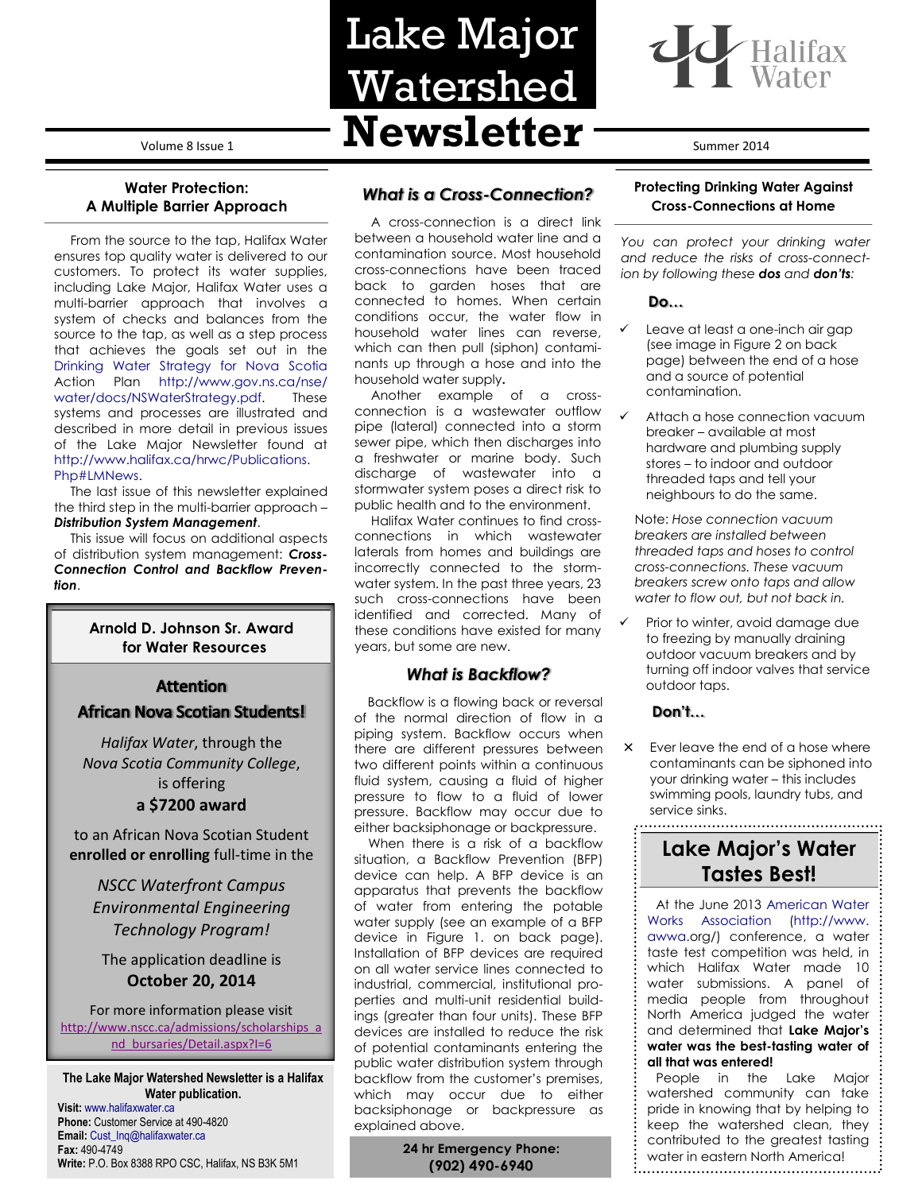# Lake Major Watershed Newsletter

Volume 8 Issue 1 — Summer 2014

Halifax Water

## Water Protection: A Multiple Barrier Approach

From the source to the tap, Halifax Water ensures top quality water is delivered to our customers. To protect its water supplies, including Lake Major, Halifax Water uses a multi-barrier approach that involves a system of checks and balances from the source to the tap, as well as a step process that achieves the goals set out in the Drinking Water Strategy for Nova Scotia Action Plan http://www.gov.ns.ca/nse/water/docs/NSWaterStrategy.pdf. These systems and processes are illustrated and described in more detail in previous issues of the Lake Major Newsletter found at http://www.halifax.ca/hrwc/Publications.Php#LMNews.

The last issue of this newsletter explained the third step in the multi-barrier approach – ***Distribution System Management***.

This issue will focus on additional aspects of distribution system management: ***Cross-Connection Control and Backflow Prevention***.

### Arnold D. Johnson Sr. Award for Water Resources

**Attention African Nova Scotian Students!**

*Halifax Water*, through the *Nova Scotia Community College*, is offering

**a $7200 award**

to an African Nova Scotian Student **enrolled or enrolling** full-time in the

*NSCC Waterfront Campus Environmental Engineering Technology Program!*

The application deadline is **October 20, 2014**

For more information please visit http://www.nscc.ca/admissions/scholarships_and_bursaries/Detail.aspx?I=6

**The Lake Major Watershed Newsletter is a Halifax Water publication.**

**Visit:** www.halifaxwater.ca
**Phone:** Customer Service at 490-4820
**Email:** Cust_Inq@halifaxwater.ca
**Fax:** 490-4749
**Write:** P.O. Box 8388 RPO CSC, Halifax, NS B3K 5M1

## *What is a Cross-Connection?*

A cross-connection is a direct link between a household water line and a contamination source. Most household cross-connections have been traced back to garden hoses that are connected to homes. When certain conditions occur, the water flow in household water lines can reverse, which can then pull (siphon) contaminants up through a hose and into the household water supply.

Another example of a cross-connection is a wastewater outflow pipe (lateral) connected into a storm sewer pipe, which then discharges into a freshwater or marine body. Such discharge of wastewater into a stormwater system poses a direct risk to public health and to the environment.

Halifax Water continues to find cross-connections in which wastewater laterals from homes and buildings are incorrectly connected to the stormwater system. In the past three years, 23 such cross-connections have been identified and corrected. Many of these conditions have existed for many years, but some are new.

## *What is Backflow?*

Backflow is a flowing back or reversal of the normal direction of flow in a piping system. Backflow occurs when there are different pressures between two different points within a continuous fluid system, causing a fluid of higher pressure to flow to a fluid of lower pressure. Backflow may occur due to either backsiphonage or backpressure.

When there is a risk of a backflow situation, a Backflow Prevention (BFP) device can help. A BFP device is an apparatus that prevents the backflow of water from entering the potable water supply (see an example of a BFP device in Figure 1. on back page). Installation of BFP devices are required on all water service lines connected to industrial, commercial, institutional properties and multi-unit residential buildings (greater than four units). These BFP devices are installed to reduce the risk of potential contaminants entering the public water distribution system through backflow from the customer's premises, which may occur due to either backsiphonage or backpressure as explained above.

**24 hr Emergency Phone: (902) 490-6940**

## Protecting Drinking Water Against Cross-Connections at Home

*You can protect your drinking water and reduce the risks of cross-connection by following these **dos** and **don'ts**:*

**Do…**

- ✓ Leave at least a one-inch air gap (see image in Figure 2 on back page) between the end of a hose and a source of potential contamination.
- ✓ Attach a hose connection vacuum breaker – available at most hardware and plumbing supply stores – to indoor and outdoor threaded taps and tell your neighbours to do the same.

  Note: *Hose connection vacuum breakers are installed between threaded taps and hoses to control cross-connections. These vacuum breakers screw onto taps and allow water to flow out, but not back in.*

- ✓ Prior to winter, avoid damage due to freezing by manually draining outdoor vacuum breakers and by turning off indoor valves that service outdoor taps.

**Don't…**

- ✕ Ever leave the end of a hose where contaminants can be siphoned into your drinking water – this includes swimming pools, laundry tubs, and service sinks.

## Lake Major's Water Tastes Best!

At the June 2013 American Water Works Association (http://www.awwa.org/) conference, a water taste test competition was held, in which Halifax Water made 10 water submissions. A panel of media people from throughout North America judged the water and determined that **Lake Major's water was the best-tasting water of all that was entered!**

People in the Lake Major watershed community can take pride in knowing that by helping to keep the watershed clean, they contributed to the greatest tasting water in eastern North America!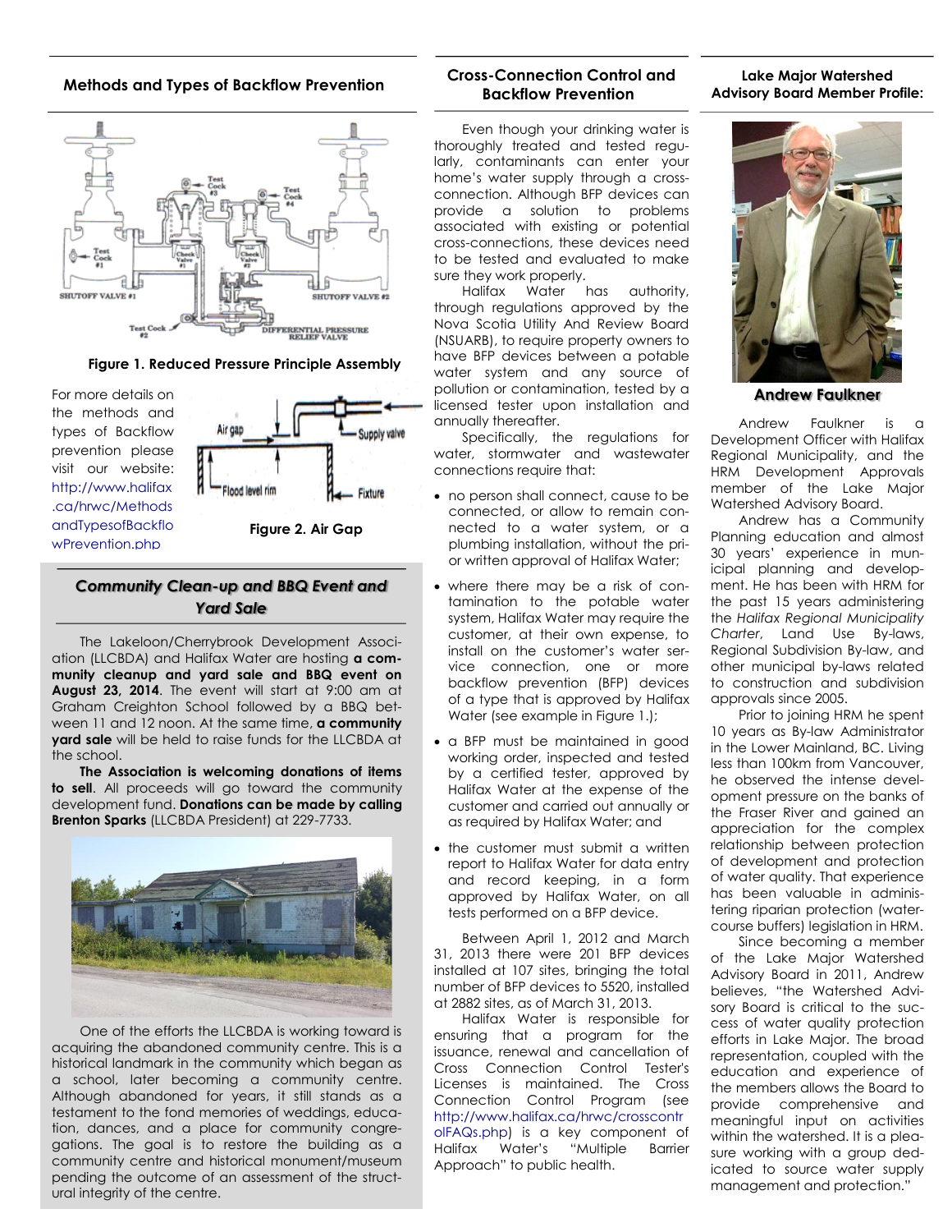## Methods and Types of Backflow Prevention

Test Cock #3
Test Cock #4
Test Cock #1
Check Valve #1
Check Valve #2
SHUTOFF VALVE #1
SHUTOFF VALVE #2
Test Cock #2
DIFFERENTIAL PRESSURE RELIEF VALVE

**Figure 1. Reduced Pressure Principle Assembly**

For more details on the methods and types of Backflow prevention please visit our website: http://www.halifax.ca/hrwc/MethodsandTypesofBackflowPrevention.php

Air gap
Supply valve
Flood level rim
Fixture

**Figure 2. Air Gap**

## *Community Clean-up and BBQ Event and Yard Sale*

The Lakeloon/Cherrybrook Development Association (LLCBDA) and Halifax Water are hosting **a community cleanup and yard sale and BBQ event on August 23, 2014**. The event will start at 9:00 am at Graham Creighton School followed by a BBQ between 11 and 12 noon. At the same time, **a community yard sale** will be held to raise funds for the LLCBDA at the school.

**The Association is welcoming donations of items to sell**. All proceeds will go toward the community development fund. **Donations can be made by calling Brenton Sparks** (LLCBDA President) at 229-7733.

One of the efforts the LLCBDA is working toward is acquiring the abandoned community centre. This is a historical landmark in the community which began as a school, later becoming a community centre. Although abandoned for years, it still stands as a testament to the fond memories of weddings, education, dances, and a place for community congregations. The goal is to restore the building as a community centre and historical monument/museum pending the outcome of an assessment of the structural integrity of the centre.

## Cross-Connection Control and Backflow Prevention

Even though your drinking water is thoroughly treated and tested regularly, contaminants can enter your home's water supply through a cross-connection. Although BFP devices can provide a solution to problems associated with existing or potential cross-connections, these devices need to be tested and evaluated to make sure they work properly.

Halifax Water has authority, through regulations approved by the Nova Scotia Utility And Review Board (NSUARB), to require property owners to have BFP devices between a potable water system and any source of pollution or contamination, tested by a licensed tester upon installation and annually thereafter.

Specifically, the regulations for water, stormwater and wastewater connections require that:

- no person shall connect, cause to be connected, or allow to remain connected to a water system, or a plumbing installation, without the prior written approval of Halifax Water;
- where there may be a risk of contamination to the potable water system, Halifax Water may require the customer, at their own expense, to install on the customer's water service connection, one or more backflow prevention (BFP) devices of a type that is approved by Halifax Water (see example in Figure 1.);
- a BFP must be maintained in good working order, inspected and tested by a certified tester, approved by Halifax Water at the expense of the customer and carried out annually or as required by Halifax Water; and
- the customer must submit a written report to Halifax Water for data entry and record keeping, in a form approved by Halifax Water, on all tests performed on a BFP device.

Between April 1, 2012 and March 31, 2013 there were 201 BFP devices installed at 107 sites, bringing the total number of BFP devices to 5520, installed at 2882 sites, as of March 31, 2013.

Halifax Water is responsible for ensuring that a program for the issuance, renewal and cancellation of Cross Connection Control Tester's Licenses is maintained. The Cross Connection Control Program (see http://www.halifax.ca/hrwc/crosscontrolFAQs.php) is a key component of Halifax Water's "Multiple Barrier Approach" to public health.

## Lake Major Watershed Advisory Board Member Profile:

**Andrew Faulkner**

Andrew Faulkner is a Development Officer with Halifax Regional Municipality, and the HRM Development Approvals member of the Lake Major Watershed Advisory Board.

Andrew has a Community Planning education and almost 30 years' experience in municipal planning and development. He has been with HRM for the past 15 years administering the *Halifax Regional Municipality Charter*, Land Use By-laws, Regional Subdivision By-law, and other municipal by-laws related to construction and subdivision approvals since 2005.

Prior to joining HRM he spent 10 years as By-law Administrator in the Lower Mainland, BC. Living less than 100km from Vancouver, he observed the intense development pressure on the banks of the Fraser River and gained an appreciation for the complex relationship between protection of development and protection of water quality. That experience has been valuable in administering riparian protection (watercourse buffers) legislation in HRM.

Since becoming a member of the Lake Major Watershed Advisory Board in 2011, Andrew believes, "the Watershed Advisory Board is critical to the success of water quality protection efforts in Lake Major. The broad representation, coupled with the education and experience of the members allows the Board to provide comprehensive and meaningful input on activities within the watershed. It is a pleasure working with a group dedicated to source water supply management and protection."